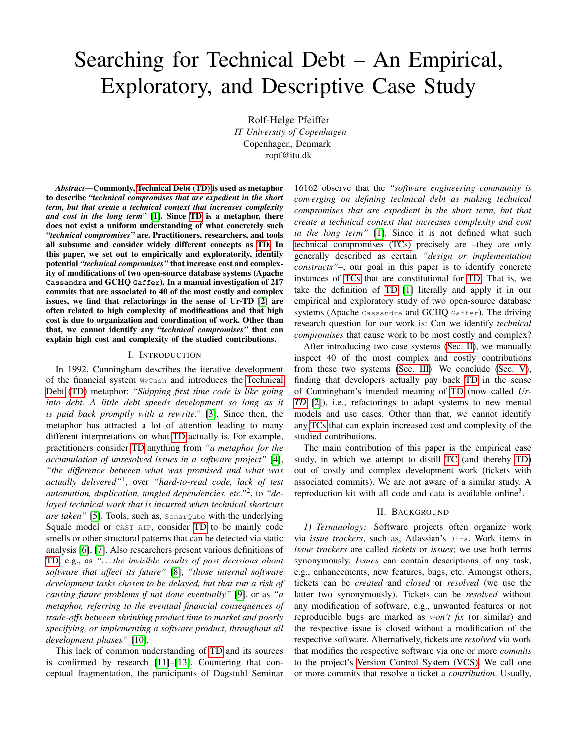# Searching for Technical Debt – An Empirical, Exploratory, and Descriptive Case Study

Rolf-Helge Pfeiffer
*IT University of Copenhagen*
Copenhagen, Denmark
ropf@itu.dk

***Abstract*—Commonly, Technical Debt (TD) is used as metaphor to describe *"technical compromises that are expedient in the short term, but that create a technical context that increases complexity and cost in the long term"* [1]. Since TD is a metaphor, there does not exist a uniform understanding of what concretely such *"technical compromises"* are. Practitioners, researchers, and tools all subsume and consider widely different concepts as TD. In this paper, we set out to empirically and exploratorily, identify potential *"technical compromises"* that increase cost and complexity of modifications of two open-source database systems (Apache `Cassandra` and GCHQ `Gaffer`). In a manual investigation of 217 commits that are associated to 40 of the most costly and complex issues, we find that refactorings in the sense of Ur-TD [2] are often related to high complexity of modifications and that high cost is due to organization and coordination of work. Other than that, we cannot identify any *"technical compromises"* that can explain high cost and complexity of the studied contributions.**

## I. Introduction

In 1992, Cunningham describes the iterative development of the financial system `WyCash` and introduces the Technical Debt (TD) metaphor: *"Shipping first time code is like going into debt. A little debt speeds development so long as it is paid back promptly with a rewrite."* [3]. Since then, the metaphor has attracted a lot of attention leading to many different interpretations on what TD actually is. For example, practitioners consider TD anything from *"a metaphor for the accumulation of unresolved issues in a software project"* [4], *"the difference between what was promised and what was actually delivered"*[1], over *"hard-to-read code, lack of test automation, duplication, tangled dependencies, etc."*[2], to *"delayed technical work that is incurred when technical shortcuts are taken"* [5]. Tools, such as, `SonarQube` with the underlying Squale model or `CAST AIP`, consider TD to be mainly code smells or other structural patterns that can be detected via static analysis [6], [7]. Also researchers present various definitions of TD e.g., as *"...the invisible results of past decisions about software that affect its future"* [8], *"those internal software development tasks chosen to be delayed, but that run a risk of causing future problems if not done eventually"* [9], or as *"a metaphor, referring to the eventual financial consequences of trade-offs between shrinking product time to market and poorly specifying, or implementing a software product, throughout all development phases"* [10].

This lack of common understanding of TD and its sources is confirmed by research [11]–[13]. Countering that conceptual fragmentation, the participants of Dagstuhl Seminar 16162 observe that the *"software engineering community is converging on defining technical debt as making technical compromises that are expedient in the short term, but that create a technical context that increases complexity and cost in the long term"* [1]. Since it is not defined what such technical compromises (TCs) precisely are –they are only generally described as certain *"design or implementation constructs"*–, our goal in this paper is to identify concrete instances of TCs that are constitutional for TD. That is, we take the definition of TD [1] literally and apply it in our empirical and exploratory study of two open-source database systems (Apache `Cassandra` and GCHQ `Gaffer`). The driving research question for our work is: Can we identify *technical compromises* that cause work to be most costly and complex?

After introducing two case systems (Sec. II), we manually inspect 40 of the most complex and costly contributions from these two systems (Sec. III). We conclude (Sec. V), finding that developers actually pay back TD in the sense of Cunningham's intended meaning of TD (now called *Ur-TD* [2]), i.e., refactorings to adapt systems to new mental models and use cases. Other than that, we cannot identify any TCs that can explain increased cost and complexity of the studied contributions.

The main contribution of this paper is the empirical case study, in which we attempt to distill TC (and thereby TD) out of costly and complex development work (tickets with associated commits). We are not aware of a similar study. A reproduction kit with all code and data is available online[3].

## II. Background

*1) Terminology:* Software projects often organize work via *issue trackers*, such as, Atlassian's `Jira`. Work items in *issue trackers* are called *tickets* or *issues*; we use both terms synonymously. *Issues* can contain descriptions of any task, e.g., enhancements, new features, bugs, etc. Amongst others, tickets can be *created* and *closed* or *resolved* (we use the latter two synonymously). Tickets can be *resolved* without any modification of software, e.g., unwanted features or not reproducible bugs are marked as *won't fix* (or similar) and the respective issue is closed without a modification of the respective software. Alternatively, tickets are *resolved* via work that modifies the respective software via one or more *commits* to the project's Version Control System (VCS). We call one or more commits that resolve a ticket a *contribution*. Usually,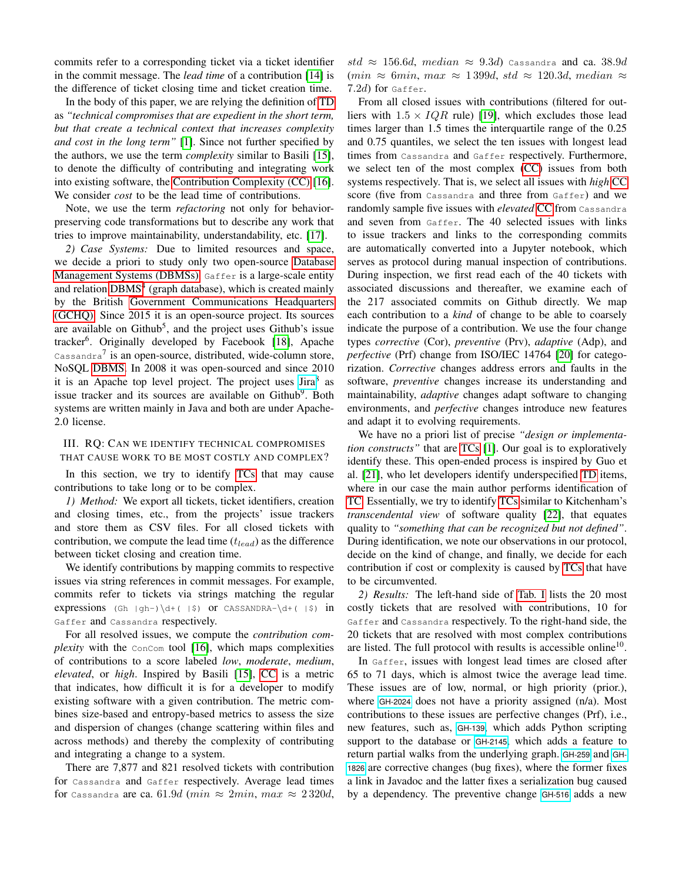commits refer to a corresponding ticket via a ticket identifier in the commit message. The *lead time* of a contribution [14] is the difference of ticket closing time and ticket creation time.

In the body of this paper, we are relying the definition of TD as *"technical compromises that are expedient in the short term, but that create a technical context that increases complexity and cost in the long term"* [1]. Since not further specified by the authors, we use the term *complexity* similar to Basili [15], to denote the difficulty of contributing and integrating work into existing software, the Contribution Complexity (CC) [16]. We consider *cost* to be the lead time of contributions.

Note, we use the term *refactoring* not only for behavior-preserving code transformations but to describe any work that tries to improve maintainability, understandability, etc. [17].

*2) Case Systems:* Due to limited resources and space, we decide a priori to study only two open-source Database Management Systems (DBMSs). `Gaffer` is a large-scale entity and relation DBMS[4] (graph database), which is created mainly by the British Government Communications Headquarters (GCHQ). Since 2015 it is an open-source project. Its sources are available on Github[5], and the project uses Github's issue tracker[6]. Originally developed by Facebook [18], Apache `Cassandra`[7] is an open-source, distributed, wide-column store, NoSQL DBMS. In 2008 it was open-sourced and since 2010 it is an Apache top level project. The project uses Jira[8] as issue tracker and its sources are available on Github[9]. Both systems are written mainly in Java and both are under Apache-2.0 license.

## III. RQ: Can we identify technical compromises that cause work to be most costly and complex?

In this section, we try to identify TCs that may cause contributions to take long or to be complex.

*1) Method:* We export all tickets, ticket identifiers, creation and closing times, etc., from the projects' issue trackers and store them as CSV files. For all closed tickets with contribution, we compute the lead time ($t_{lead}$) as the difference between ticket closing and creation time.

We identify contributions by mapping commits to respective issues via string references in commit messages. For example, commits refer to tickets via strings matching the regular expressions `(Gh |gh-)\d+( |$)` or `CASSANDRA-\d+( |$)` in `Gaffer` and `Cassandra` respectively.

For all resolved issues, we compute the *contribution complexity* with the `ConCom` tool [16], which maps complexities of contributions to a score labeled *low*, *moderate*, *medium*, *elevated*, or *high*. Inspired by Basili [15], CC is a metric that indicates, how difficult it is for a developer to modify existing software with a given contribution. The metric combines size-based and entropy-based metrics to assess the size and dispersion of changes (change scattering within files and across methods) and thereby the complexity of contributing and integrating a change to a system.

There are 7,877 and 821 resolved tickets with contribution for `Cassandra` and `Gaffer` respectively. Average lead times for `Cassandra` are ca. $61.9d$ ($min \approx 2min$, $max \approx 2\,320d$, $std \approx 156.6d$, $median \approx 9.3d$) `Cassandra` and ca. $38.9d$ ($min \approx 6min$, $max \approx 1\,399d$, $std \approx 120.3d$, $median \approx 7.2d$) for `Gaffer`.

From all closed issues with contributions (filtered for outliers with $1.5 \times IQR$ rule) [19], which excludes those lead times larger than 1.5 times the interquartile range of the 0.25 and 0.75 quantiles, we select the ten issues with longest lead times from `Cassandra` and `Gaffer` respectively. Furthermore, we select ten of the most complex (CC) issues from both systems respectively. That is, we select all issues with *high* CC score (five from `Cassandra` and three from `Gaffer`) and we randomly sample five issues with *elevated* CC from `Cassandra` and seven from `Gaffer`. The 40 selected issues with links to issue trackers and links to the corresponding commits are automatically converted into a Jupyter notebook, which serves as protocol during manual inspection of contributions. During inspection, we first read each of the 40 tickets with associated discussions and thereafter, we examine each of the 217 associated commits on Github directly. We map each contribution to a *kind* of change to be able to coarsely indicate the purpose of a contribution. We use the four change types *corrective* (Cor), *preventive* (Prv), *adaptive* (Adp), and *perfective* (Prf) change from ISO/IEC 14764 [20] for categorization. *Corrective* changes address errors and faults in the software, *preventive* changes increase its understanding and maintainability, *adaptive* changes adapt software to changing environments, and *perfective* changes introduce new features and adapt it to evolving requirements.

We have no a priori list of precise *"design or implementation constructs"* that are TCs [1]. Our goal is to exploratively identify these. This open-ended process is inspired by Guo et al. [21], who let developers identify underspecified TD items, where in our case the main author performs identification of TC. Essentially, we try to identify TCs similar to Kitchenham's *transcendental view* of software quality [22], that equates quality to *"something that can be recognized but not defined"*. During identification, we note our observations in our protocol, decide on the kind of change, and finally, we decide for each contribution if cost or complexity is caused by TCs that have to be circumvented.

*2) Results:* The left-hand side of Tab. I lists the 20 most costly tickets that are resolved with contributions, 10 for `Gaffer` and `Cassandra` respectively. To the right-hand side, the 20 tickets that are resolved with most complex contributions are listed. The full protocol with results is accessible online[10].

In `Gaffer`, issues with longest lead times are closed after 65 to 71 days, which is almost twice the average lead time. These issues are of low, normal, or high priority (prior.), where GH-2024 does not have a priority assigned (n/a). Most contributions to these issues are perfective changes (Prf), i.e., new features, such as, GH-139, which adds Python scripting support to the database or GH-2145, which adds a feature to return partial walks from the underlying graph. GH-259 and GH-1826 are corrective changes (bug fixes), where the former fixes a link in Javadoc and the latter fixes a serialization bug caused by a dependency. The preventive change GH-516 adds a new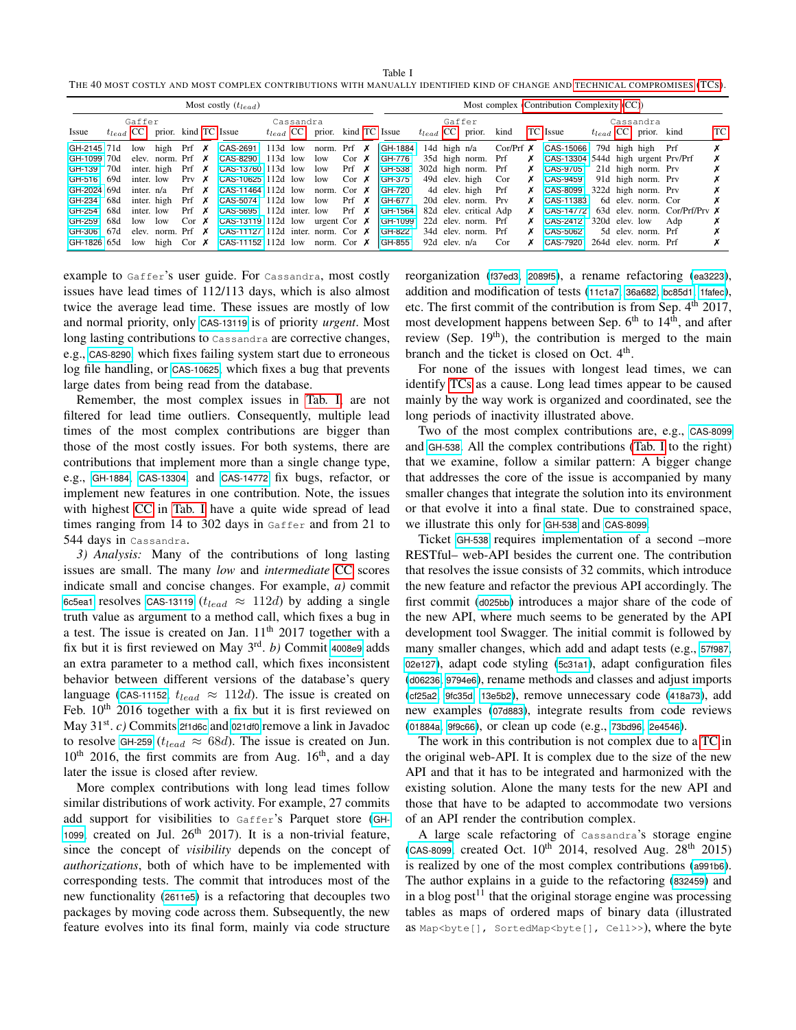Table I

THE 40 MOST COSTLY AND MOST COMPLEX CONTRIBUTIONS WITH MANUALLY IDENTIFIED KIND OF CHANGE AND TECHNICAL COMPROMISES (TCS).

| Most costly ($t_{lead}$) | | | | | | | | | | | | Most complex Contribution Complexity (CC) | | | | | | | | | | | |
|---|---|---|---|---|---|---|---|---|---|---|---|---|---|---|---|---|---|---|---|---|---|---|---|
| Gaffer | | | | | | Cassandra | | | | | | Gaffer | | | | | | Cassandra | | | | | |
| Issue | $t_{lead}$ | CC | prior. | kind | TC | Issue | $t_{lead}$ | CC | prior. | kind | TC | Issue | $t_{lead}$ | CC | prior. | kind | TC | Issue | $t_{lead}$ | CC | prior. | kind | TC |
| GH-2145 | 71d | low | high | Prf | ✗ | CAS-2691 | 113d | low | norm. | Prf | ✗ | GH-1884 | 14d | high | n/a | Cor/Prf | ✗ | CAS-15066 | 79d | high | high | Prf | ✗ |
| GH-1099 | 70d | elev. | norm. | Prf | ✗ | CAS-8290 | 113d | low | low | Cor | ✗ | GH-776 | 35d | high | norm. | Prf | ✗ | CAS-13304 | 544d | high | urgent | Prv/Prf | ✗ |
| GH-139 | 70d | inter. | high | Prf | ✗ | CAS-13760 | 113d | low | low | Prf | ✗ | GH-538 | 302d | high | norm. | Prf | ✗ | CAS-9705 | 21d | high | norm. | Prv | ✗ |
| GH-516 | 69d | inter. | low | Prv | ✗ | CAS-10625 | 112d | low | low | Cor | ✗ | GH-375 | 49d | elev. | high | Cor | ✗ | CAS-9459 | 91d | high | norm. | Prv | ✗ |
| GH-2024 | 69d | inter. | n/a | Prf | ✗ | CAS-11464 | 112d | low | norm. | Cor | ✗ | GH-720 | 4d | elev. | high | Prf | ✗ | CAS-8099 | 322d | high | norm. | Prv | ✗ |
| GH-234 | 68d | inter. | high | Prf | ✗ | CAS-5074 | 112d | low | low | Prf | ✗ | GH-677 | 20d | elev. | norm. | Prv | ✗ | CAS-11383 | 6d | elev. | norm. | Cor | ✗ |
| GH-254 | 68d | inter. | low | Prf | ✗ | CAS-5695 | 112d | inter. | low | Prf | ✗ | GH-1564 | 82d | elev. | critical | Adp | ✗ | CAS-14772 | 63d | elev. | norm. | Cor/Prf/Prv | ✗ |
| GH-259 | 68d | low | low | Cor | ✗ | CAS-13119 | 112d | low | urgent | Cor | ✗ | GH-1099 | 22d | elev. | norm. | Prf | ✗ | CAS-2412 | 320d | elev. | low | Adp | ✗ |
| GH-306 | 67d | elev. | norm. | Prf | ✗ | CAS-11127 | 112d | inter. | norm. | Cor | ✗ | GH-822 | 34d | elev. | norm. | Prf | ✗ | CAS-5062 | 5d | elev. | norm. | Prf | ✗ |
| GH-1826 | 65d | low | high | Cor | ✗ | CAS-11152 | 112d | low | norm. | Cor | ✗ | GH-855 | 92d | elev. | n/a | Cor | ✗ | CAS-7920 | 264d | elev. | norm. | Prf | ✗ |

example to Gaffer's user guide. For Cassandra, most costly issues have lead times of 112/113 days, which is also almost twice the average lead time. These issues are mostly of low and normal priority, only CAS-13119 is of priority *urgent*. Most long lasting contributions to Cassandra are corrective changes, e.g., CAS-8290 which fixes failing system start due to erroneous log file handling, or CAS-10625, which fixes a bug that prevents large dates from being read from the database.

Remember, the most complex issues in Tab. I are not filtered for lead time outliers. Consequently, multiple lead times of the most complex contributions are bigger than those of the most costly issues. For both systems, there are contributions that implement more than a single change type, e.g., GH-1884, CAS-13304, and CAS-14772 fix bugs, refactor, or implement new features in one contribution. Note, the issues with highest CC in Tab. I have a quite wide spread of lead times ranging from 14 to 302 days in Gaffer and from 21 to 544 days in Cassandra.

*3) Analysis:* Many of the contributions of long lasting issues are small. The many *low* and *intermediate* CC scores indicate small and concise changes. For example, *a)* commit 6c5ea1 resolves CAS-13119 ($t_{lead} \approx 112d$) by adding a single truth value as argument to a method call, which fixes a bug in a test. The issue is created on Jan. 11[th] 2017 together with a fix but it is first reviewed on May 3[rd]. *b)* Commit 4008e9 adds an extra parameter to a method call, which fixes inconsistent behavior between different versions of the database's query language (CAS-11152, $t_{lead} \approx 112d$). The issue is created on Feb. 10[th] 2016 together with a fix but it is first reviewed on May 31[st]. *c)* Commits 2f1d6c and 021df0 remove a link in Javadoc to resolve GH-259 ($t_{lead} \approx 68d$). The issue is created on Jun. 10[th] 2016, the first commits are from Aug. 16[th], and a day later the issue is closed after review.

More complex contributions with long lead times follow similar distributions of work activity. For example, 27 commits add support for visibilities to Gaffer's Parquet store (GH-1099, created on Jul. 26[th] 2017). It is a non-trivial feature, since the concept of *visibility* depends on the concept of *authorizations*, both of which have to be implemented with corresponding tests. The commit that introduces most of the new functionality (2611e5) is a refactoring that decouples two packages by moving code across them. Subsequently, the new feature evolves into its final form, mainly via code structure reorganization (f37ed3, 2089f5), a rename refactoring (ea3223), addition and modification of tests (11c1a7, 36a682, bc85d1, 1fafec), etc. The first commit of the contribution is from Sep. 4[th] 2017, most development happens between Sep. 6[th] to 14[th], and after review (Sep. 19[th]), the contribution is merged to the main branch and the ticket is closed on Oct. 4[th].

For none of the issues with longest lead times, we can identify TCs as a cause. Long lead times appear to be caused mainly by the way work is organized and coordinated, see the long periods of inactivity illustrated above.

Two of the most complex contributions are, e.g., CAS-8099 and GH-538. All the complex contributions (Tab. I to the right) that we examine, follow a similar pattern: A bigger change that addresses the core of the issue is accompanied by many smaller changes that integrate the solution into its environment or that evolve it into a final state. Due to constrained space, we illustrate this only for GH-538 and CAS-8099.

Ticket GH-538 requires implementation of a second –more RESTful– web-API besides the current one. The contribution that resolves the issue consists of 32 commits, which introduce the new feature and refactor the previous API accordingly. The first commit (d025bb) introduces a major share of the code of the new API, where much seems to be generated by the API development tool Swagger. The initial commit is followed by many smaller changes, which add and adapt tests (e.g., 57f987, 02e127), adapt code styling (5c31a1), adapt configuration files (d06236, 9794e6), rename methods and classes and adjust imports (cf25a2, 9fc35d, 13e5b2), remove unnecessary code (418a73), add new examples (07d883), integrate results from code reviews (01884a, 9f9c66), or clean up code (e.g., 73bd96, 2e4546).

The work in this contribution is not complex due to a TC in the original web-API. It is complex due to the size of the new API and that it has to be integrated and harmonized with the existing solution. Alone the many tests for the new API and those that have to be adapted to accommodate two versions of an API render the contribution complex.

A large scale refactoring of Cassandra's storage engine (CAS-8099, created Oct. 10[th] 2014, resolved Aug. 28[th] 2015) is realized by one of the most complex contributions (a991b6). The author explains in a guide to the refactoring (832459) and in a blog post[11] that the original storage engine was processing tables as maps of ordered maps of binary data (illustrated as `Map<byte[], SortedMap<byte[], Cell>>`), where the byte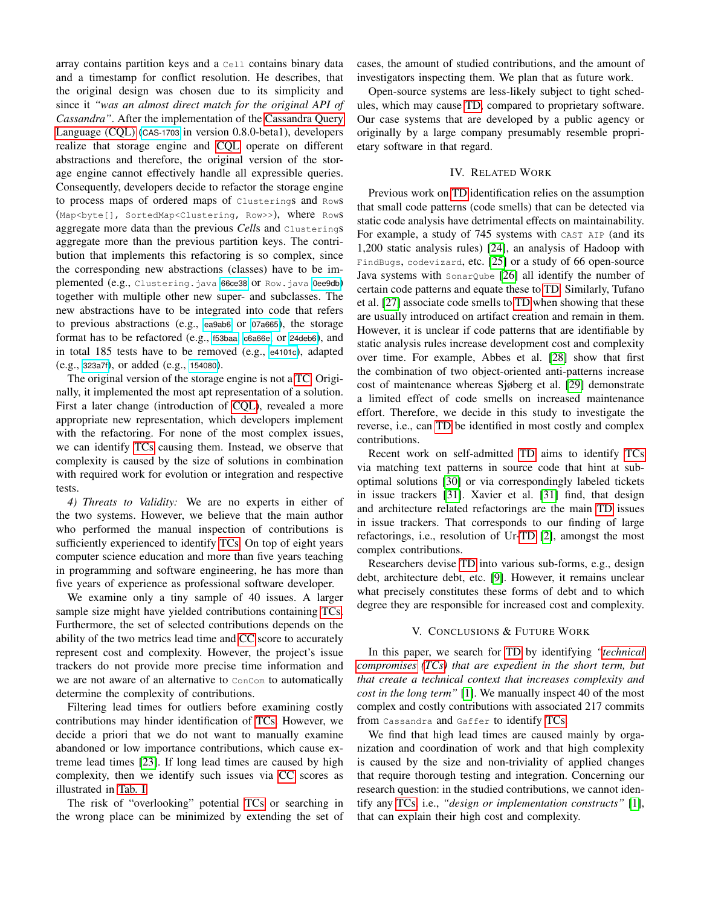array contains partition keys and a `Cell` contains binary data and a timestamp for conflict resolution. He describes, that the original design was chosen due to its simplicity and since it *"was an almost direct match for the original API of Cassandra"*. After the implementation of the Cassandra Query Language (CQL) (CAS-1703 in version 0.8.0-beta1), developers realize that storage engine and CQL operate on different abstractions and therefore, the original version of the storage engine cannot effectively handle all expressible queries. Consequently, developers decide to refactor the storage engine to process maps of ordered maps of `Clustering`s and `Row`s (`Map<byte[], SortedMap<Clustering, Row>>`), where `Row`s aggregate more data than the previous *Cells* and `Clustering`s aggregate more than the previous partition keys. The contribution that implements this refactoring is so complex, since the corresponding new abstractions (classes) have to be implemented (e.g., `Clustering.java` 66ce38 or `Row.java` 0ee9db) together with multiple other new super- and subclasses. The new abstractions have to be integrated into code that refers to previous abstractions (e.g., ea9ab6 or 07a665), the storage format has to be refactored (e.g., f53baa, c6a66e, or 24deb6), and in total 185 tests have to be removed (e.g., e4101c), adapted (e.g., 323a7f), or added (e.g., 154080).

The original version of the storage engine is not a TC. Originally, it implemented the most apt representation of a solution. First a later change (introduction of CQL), revealed a more appropriate new representation, which developers implement with the refactoring. For none of the most complex issues, we can identify TCs causing them. Instead, we observe that complexity is caused by the size of solutions in combination with required work for evolution or integration and respective tests.

*4) Threats to Validity:* We are no experts in either of the two systems. However, we believe that the main author who performed the manual inspection of contributions is sufficiently experienced to identify TCs. On top of eight years computer science education and more than five years teaching in programming and software engineering, he has more than five years of experience as professional software developer.

We examine only a tiny sample of 40 issues. A larger sample size might have yielded contributions containing TCs. Furthermore, the set of selected contributions depends on the ability of the two metrics lead time and CC score to accurately represent cost and complexity. However, the project's issue trackers do not provide more precise time information and we are not aware of an alternative to `ConCom` to automatically determine the complexity of contributions.

Filtering lead times for outliers before examining costly contributions may hinder identification of TCs. However, we decide a priori that we do not want to manually examine abandoned or low importance contributions, which cause extreme lead times [23]. If long lead times are caused by high complexity, then we identify such issues via CC scores as illustrated in Tab. I.

The risk of "overlooking" potential TCs or searching in the wrong place can be minimized by extending the set of cases, the amount of studied contributions, and the amount of investigators inspecting them. We plan that as future work.

Open-source systems are less-likely subject to tight schedules, which may cause TD, compared to proprietary software. Our case systems that are developed by a public agency or originally by a large company presumably resemble proprietary software in that regard.

## IV. Related Work

Previous work on TD identification relies on the assumption that small code patterns (code smells) that can be detected via static code analysis have detrimental effects on maintainability. For example, a study of 745 systems with `CAST AIP` (and its 1,200 static analysis rules) [24], an analysis of Hadoop with `FindBugs`, `codevizard`, etc. [25] or a study of 66 open-source Java systems with `SonarQube` [26] all identify the number of certain code patterns and equate these to TD. Similarly, Tufano et al. [27] associate code smells to TD when showing that these are usually introduced on artifact creation and remain in them. However, it is unclear if code patterns that are identifiable by static analysis rules increase development cost and complexity over time. For example, Abbes et al. [28] show that first the combination of two object-oriented anti-patterns increase cost of maintenance whereas Sjøberg et al. [29] demonstrate a limited effect of code smells on increased maintenance effort. Therefore, we decide in this study to investigate the reverse, i.e., can TD be identified in most costly and complex contributions.

Recent work on self-admitted TD aims to identify TCs via matching text patterns in source code that hint at suboptimal solutions [30] or via correspondingly labeled tickets in issue trackers [31]. Xavier et al. [31] find, that design and architecture related refactorings are the main TD issues in issue trackers. That corresponds to our finding of large refactorings, i.e., resolution of Ur-TD [2], amongst the most complex contributions.

Researchers devise TD into various sub-forms, e.g., design debt, architecture debt, etc. [9]. However, it remains unclear what precisely constitutes these forms of debt and to which degree they are responsible for increased cost and complexity.

## V. Conclusions & Future Work

In this paper, we search for TD by identifying *"technical compromises (TCs) that are expedient in the short term, but that create a technical context that increases complexity and cost in the long term"* [1]. We manually inspect 40 of the most complex and costly contributions with associated 217 commits from `Cassandra` and `Gaffer` to identify TCs.

We find that high lead times are caused mainly by organization and coordination of work and that high complexity is caused by the size and non-triviality of applied changes that require thorough testing and integration. Concerning our research question: in the studied contributions, we cannot identify any TCs, i.e., *"design or implementation constructs"* [1], that can explain their high cost and complexity.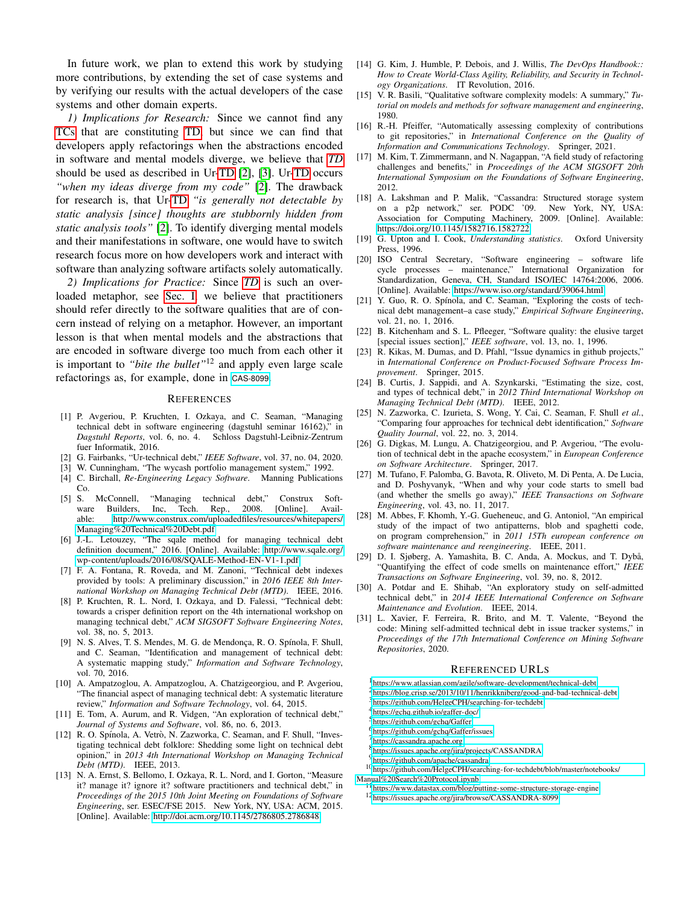In future work, we plan to extend this work by studying more contributions, by extending the set of case systems and by verifying our results with the actual developers of the case systems and other domain experts.

*1) Implications for Research:* Since we cannot find any TCs that are constituting TD but since we can find that developers apply refactorings when the abstractions encoded in software and mental models diverge, we believe that *TD* should be used as described in Ur-TD [2], [3]. Ur-TD occurs *"when my ideas diverge from my code"* [2]. The drawback for research is, that Ur-TD *"is generally not detectable by static analysis [since] thoughts are stubbornly hidden from static analysis tools"* [2]. To identify diverging mental models and their manifestations in software, one would have to switch research focus more on how developers work and interact with software than analyzing software artifacts solely automatically.

*2) Implications for Practice:* Since *TD* is such an overloaded metaphor, see Sec. I, we believe that practitioners should refer directly to the software qualities that are of concern instead of relying on a metaphor. However, an important lesson is that when mental models and the abstractions that are encoded in software diverge too much from each other it is important to *"bite the bullet"*[12] and apply even large scale refactorings as, for example, done in CAS-8099.

## References

[1] P. Avgeriou, P. Kruchten, I. Ozkaya, and C. Seaman, "Managing technical debt in software engineering (dagstuhl seminar 16162)," in *Dagstuhl Reports*, vol. 6, no. 4. Schloss Dagstuhl-Leibniz-Zentrum fuer Informatik, 2016.

[2] G. Fairbanks, "Ur-technical debt," *IEEE Software*, vol. 37, no. 04, 2020.

[3] W. Cunningham, "The wycash portfolio management system," 1992.

[4] C. Birchall, *Re-Engineering Legacy Software*. Manning Publications Co.

[5] S. McConnell, "Managing technical debt," Construx Software Builders, Inc, Tech. Rep., 2008. [Online]. Available: http://www.construx.com/uploadedfiles/resources/whitepapers/Managing%20Technical%20Debt.pdf

[6] J.-L. Letouzey, "The sqale method for managing technical debt definition document," 2016. [Online]. Available: http://www.sqale.org/wp-content/uploads/2016/08/SQALE-Method-EN-V1-1.pdf

[7] F. A. Fontana, R. Roveda, and M. Zanoni, "Technical debt indexes provided by tools: A preliminary discussion," in *2016 IEEE 8th International Workshop on Managing Technical Debt (MTD)*. IEEE, 2016.

[8] P. Kruchten, R. L. Nord, I. Ozkaya, and D. Falessi, "Technical debt: towards a crisper definition report on the 4th international workshop on managing technical debt," *ACM SIGSOFT Software Engineering Notes*, vol. 38, no. 5, 2013.

[9] N. S. Alves, T. S. Mendes, M. G. de Mendonça, R. O. Spínola, F. Shull, and C. Seaman, "Identification and management of technical debt: A systematic mapping study," *Information and Software Technology*, vol. 70, 2016.

[10] A. Ampatzoglou, A. Ampatzoglou, A. Chatzigeorgiou, and P. Avgeriou, "The financial aspect of managing technical debt: A systematic literature review," *Information and Software Technology*, vol. 64, 2015.

[11] E. Tom, A. Aurum, and R. Vidgen, "An exploration of technical debt," *Journal of Systems and Software*, vol. 86, no. 6, 2013.

[12] R. O. Spínola, A. Vetrò, N. Zazworka, C. Seaman, and F. Shull, "Investigating technical debt folklore: Shedding some light on technical debt opinion," in *2013 4th International Workshop on Managing Technical Debt (MTD)*. IEEE, 2013.

[13] N. A. Ernst, S. Bellomo, I. Ozkaya, R. L. Nord, and I. Gorton, "Measure it? manage it? ignore it? software practitioners and technical debt," in *Proceedings of the 2015 10th Joint Meeting on Foundations of Software Engineering*, ser. ESEC/FSE 2015. New York, NY, USA: ACM, 2015. [Online]. Available: http://doi.acm.org/10.1145/2786805.2786848

[14] G. Kim, J. Humble, P. Debois, and J. Willis, *The DevOps Handbook:: How to Create World-Class Agility, Reliability, and Security in Technology Organizations*. IT Revolution, 2016.

[15] V. R. Basili, "Qualitative software complexity models: A summary," *Tutorial on models and methods for software management and engineering*, 1980.

[16] R.-H. Pfeiffer, "Automatically assessing complexity of contributions to git repositories," in *International Conference on the Quality of Information and Communications Technology*. Springer, 2021.

[17] M. Kim, T. Zimmermann, and N. Nagappan, "A field study of refactoring challenges and benefits," in *Proceedings of the ACM SIGSOFT 20th International Symposium on the Foundations of Software Engineering*, 2012.

[18] A. Lakshman and P. Malik, "Cassandra: Structured storage system on a p2p network," ser. PODC '09. New York, NY, USA: Association for Computing Machinery, 2009. [Online]. Available: https://doi.org/10.1145/1582716.1582722

[19] G. Upton and I. Cook, *Understanding statistics*. Oxford University Press, 1996.

[20] ISO Central Secretary, "Software engineering – software life cycle processes – maintenance," International Organization for Standardization, Geneva, CH, Standard ISO/IEC 14764:2006, 2006. [Online]. Available: https://www.iso.org/standard/39064.html

[21] Y. Guo, R. O. Spínola, and C. Seaman, "Exploring the costs of technical debt management–a case study," *Empirical Software Engineering*, vol. 21, no. 1, 2016.

[22] B. Kitchenham and S. L. Pfleeger, "Software quality: the elusive target [special issues section]," *IEEE software*, vol. 13, no. 1, 1996.

[23] R. Kikas, M. Dumas, and D. Pfahl, "Issue dynamics in github projects," in *International Conference on Product-Focused Software Process Improvement*. Springer, 2015.

[24] B. Curtis, J. Sappidi, and A. Szynkarski, "Estimating the size, cost, and types of technical debt," in *2012 Third International Workshop on Managing Technical Debt (MTD)*. IEEE, 2012.

[25] N. Zazworka, C. Izurieta, S. Wong, Y. Cai, C. Seaman, F. Shull *et al.*, "Comparing four approaches for technical debt identification," *Software Quality Journal*, vol. 22, no. 3, 2014.

[26] G. Digkas, M. Lungu, A. Chatzigeorgiou, and P. Avgeriou, "The evolution of technical debt in the apache ecosystem," in *European Conference on Software Architecture*. Springer, 2017.

[27] M. Tufano, F. Palomba, G. Bavota, R. Oliveto, M. Di Penta, A. De Lucia, and D. Poshyvanyk, "When and why your code starts to smell bad (and whether the smells go away)," *IEEE Transactions on Software Engineering*, vol. 43, no. 11, 2017.

[28] M. Abbes, F. Khomh, Y.-G. Gueheneuc, and G. Antoniol, "An empirical study of the impact of two antipatterns, blob and spaghetti code, on program comprehension," in *2011 15Th european conference on software maintenance and reengineering*. IEEE, 2011.

[29] D. I. Sjøberg, A. Yamashita, B. C. Anda, A. Mockus, and T. Dybå, "Quantifying the effect of code smells on maintenance effort," *IEEE Transactions on Software Engineering*, vol. 39, no. 8, 2012.

[30] A. Potdar and E. Shihab, "An exploratory study on self-admitted technical debt," in *2014 IEEE International Conference on Software Maintenance and Evolution*. IEEE, 2014.

[31] L. Xavier, F. Ferreira, R. Brito, and M. T. Valente, "Beyond the code: Mining self-admitted technical debt in issue tracker systems," in *Proceedings of the 17th International Conference on Mining Software Repositories*, 2020.

## Referenced URLs

[1] https://www.atlassian.com/agile/software-development/technical-debt
[2] https://blog.crisp.se/2013/10/11/henrikkniberg/good-and-bad-technical-debt
[3] https://github.com/HelgeCPH/searching-for-techdebt
[4] https://gchq.github.io/gaffer-doc/
[5] https://github.com/gchq/Gaffer
[6] https://github.com/gchq/Gaffer/issues
[7] https://cassandra.apache.org
[8] https://issues.apache.org/jira/projects/CASSANDRA
[9] https://github.com/apache/cassandra
[10] https://github.com/HelgeCPH/searching-for-techdebt/blob/master/notebooks/Manual%20Search%20Protocol.ipynb
[11] https://www.datastax.com/blog/putting-some-structure-storage-engine
[12] https://issues.apache.org/jira/browse/CASSANDRA-8099